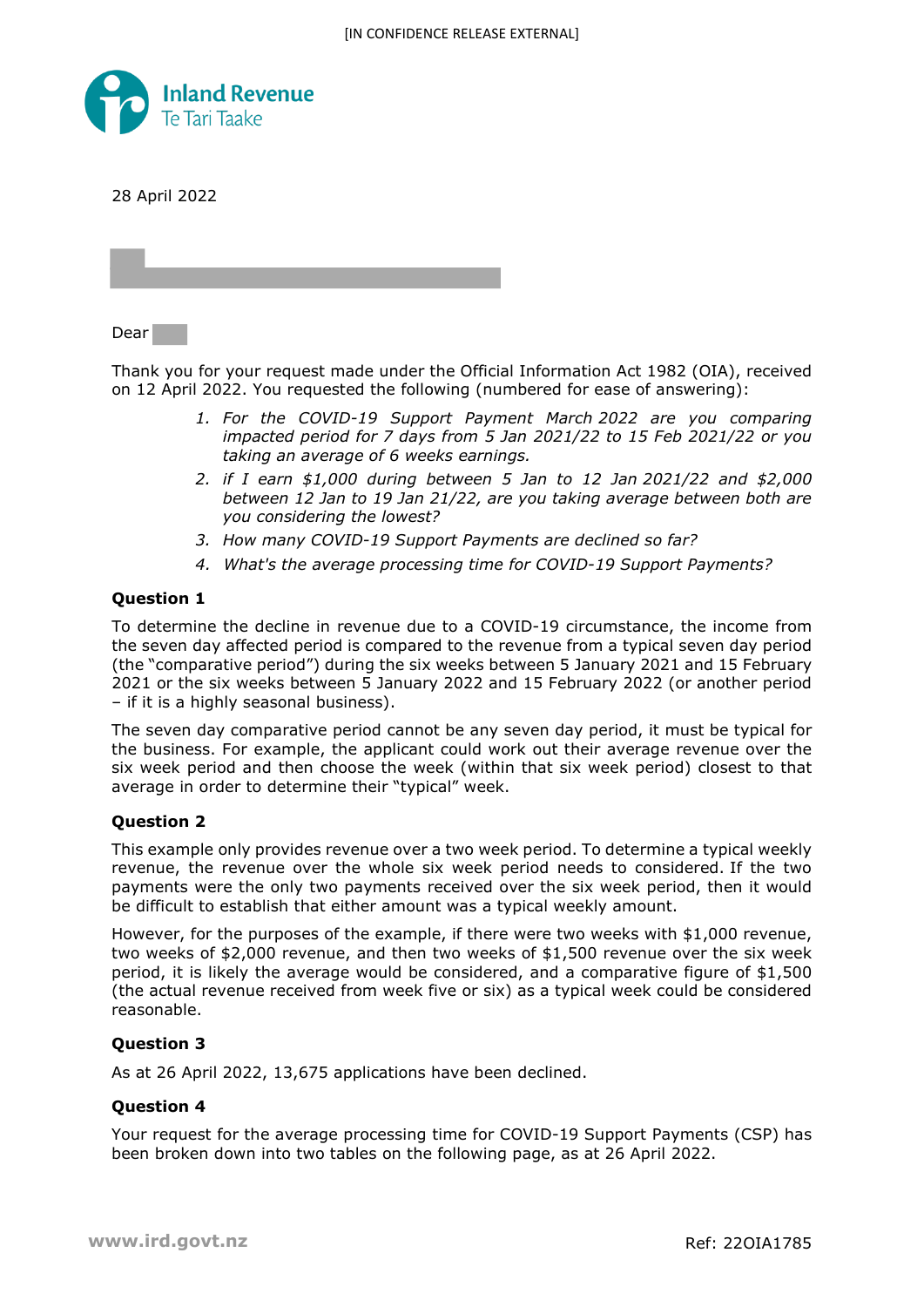[IN CONFIDENCE RELEASE EXTERNAL]

Inland Revenue
Te Tari Taake

28 April 2022

Dear

Thank you for your request made under the Official Information Act 1982 (OIA), received on 12 April 2022. You requested the following (numbered for ease of answering):

1. *For the COVID-19 Support Payment March 2022 are you comparing impacted period for 7 days from 5 Jan 2021/22 to 15 Feb 2021/22 or you taking an average of 6 weeks earnings.*
2. *if I earn $1,000 during between 5 Jan to 12 Jan 2021/22 and $2,000 between 12 Jan to 19 Jan 21/22, are you taking average between both are you considering the lowest?*
3. *How many COVID-19 Support Payments are declined so far?*
4. *What's the average processing time for COVID-19 Support Payments?*

**Question 1**

To determine the decline in revenue due to a COVID-19 circumstance, the income from the seven day affected period is compared to the revenue from a typical seven day period (the "comparative period") during the six weeks between 5 January 2021 and 15 February 2021 or the six weeks between 5 January 2022 and 15 February 2022 (or another period – if it is a highly seasonal business).

The seven day comparative period cannot be any seven day period, it must be typical for the business. For example, the applicant could work out their average revenue over the six week period and then choose the week (within that six week period) closest to that average in order to determine their "typical" week.

**Question 2**

This example only provides revenue over a two week period. To determine a typical weekly revenue, the revenue over the whole six week period needs to considered. If the two payments were the only two payments received over the six week period, then it would be difficult to establish that either amount was a typical weekly amount.

However, for the purposes of the example, if there were two weeks with $1,000 revenue, two weeks of $2,000 revenue, and then two weeks of $1,500 revenue over the six week period, it is likely the average would be considered, and a comparative figure of $1,500 (the actual revenue received from week five or six) as a typical week could be considered reasonable.

**Question 3**

As at 26 April 2022, 13,675 applications have been declined.

**Question 4**

Your request for the average processing time for COVID-19 Support Payments (CSP) has been broken down into two tables on the following page, as at 26 April 2022.

Ref: 22OIA1785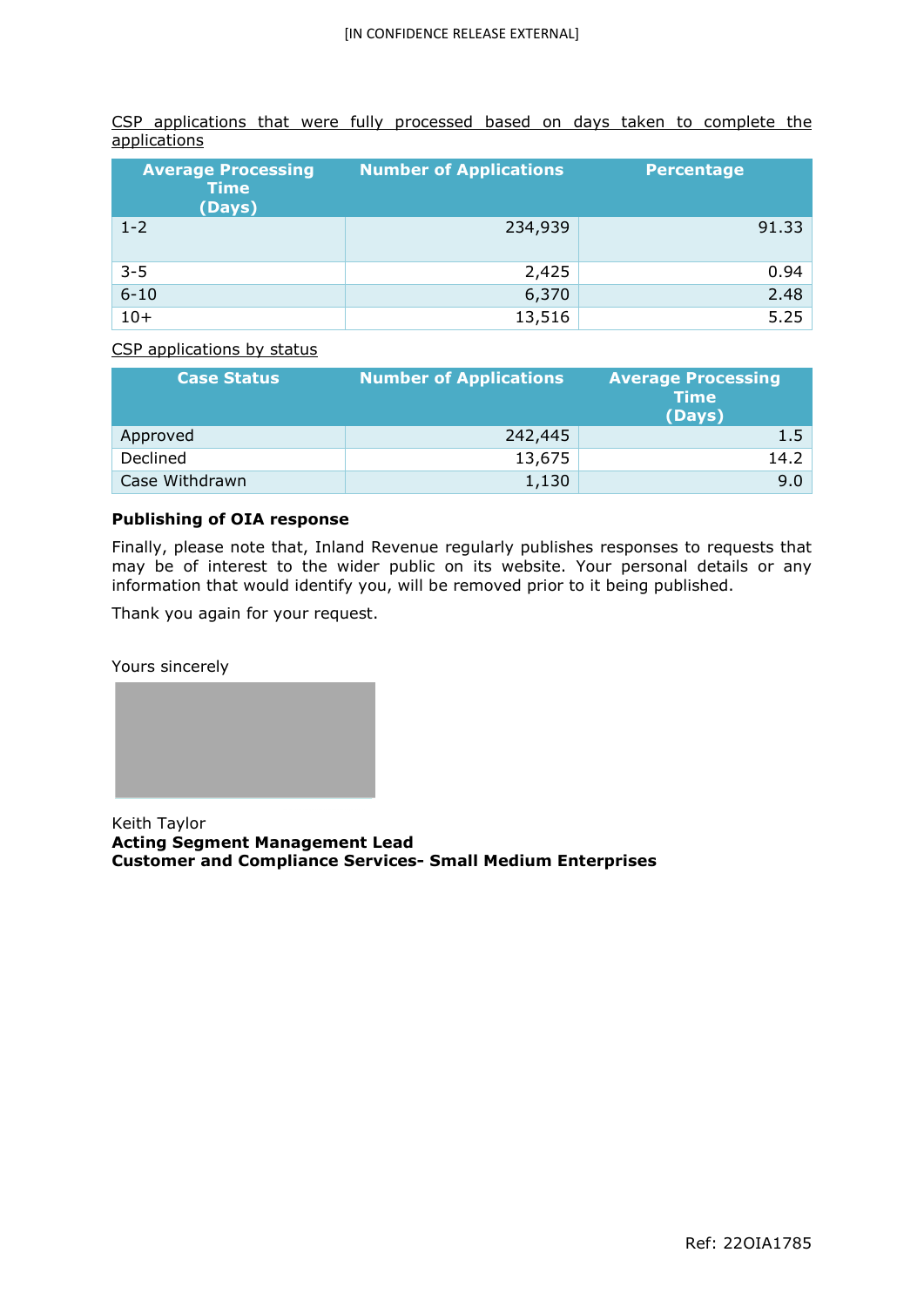CSP applications that were fully processed based on days taken to complete the applications

| Average Processing Time (Days) | Number of Applications | Percentage |
|---|---|---|
| 1-2 | 234,939 | 91.33 |
| 3-5 | 2,425 | 0.94 |
| 6-10 | 6,370 | 2.48 |
| 10+ | 13,516 | 5.25 |

CSP applications by status

| Case Status | Number of Applications | Average Processing Time (Days) |
|---|---|---|
| Approved | 242,445 | 1.5 |
| Declined | 13,675 | 14.2 |
| Case Withdrawn | 1,130 | 9.0 |

**Publishing of OIA response**

Finally, please note that, Inland Revenue regularly publishes responses to requests that may be of interest to the wider public on its website. Your personal details or any information that would identify you, will be removed prior to it being published.

Thank you again for your request.

Yours sincerely

Keith Taylor
**Acting Segment Management Lead**
**Customer and Compliance Services- Small Medium Enterprises**

Ref: 22OIA1785